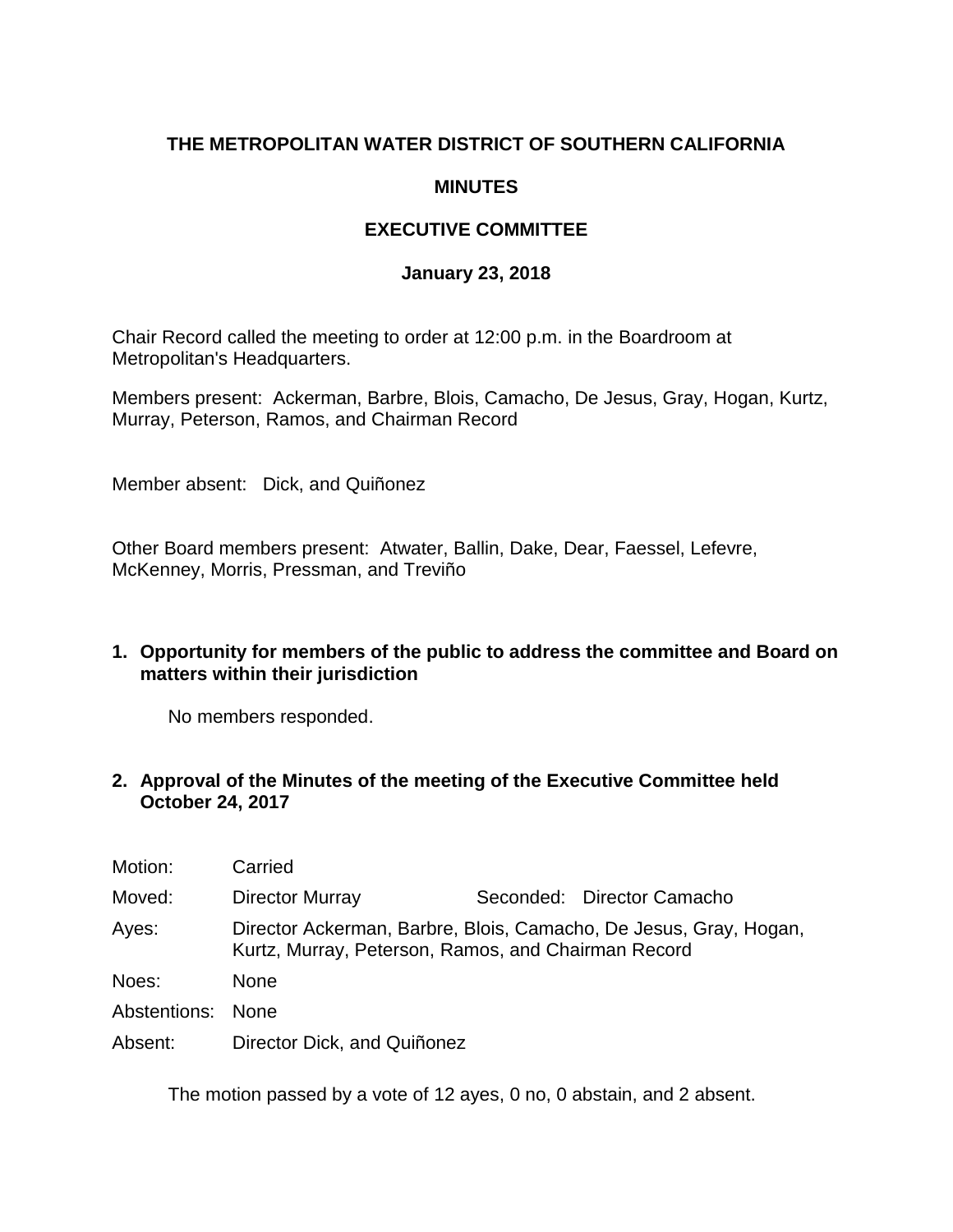# THE METROPOLITAN WATER DISTRICT OF SOUTHERN CALIFORNIA

## MINUTES

## EXECUTIVE COMMITTEE

### January 23, 2018

Chair Record called the meeting to order at 12:00 p.m. in the Boardroom at Metropolitan's Headquarters.

Members present: Ackerman, Barbre, Blois, Camacho, De Jesus, Gray, Hogan, Kurtz, Murray, Peterson, Ramos, and Chairman Record

Member absent: Dick, and Quiñonez

Other Board members present: Atwater, Ballin, Dake, Dear, Faessel, Lefevre, McKenney, Morris, Pressman, and Treviño

**1. Opportunity for members of the public to address the committee and Board on matters within their jurisdiction**

No members responded.

**2. Approval of the Minutes of the meeting of the Executive Committee held October 24, 2017**

Motion: Carried

Moved: Director Murray  Seconded: Director Camacho

Ayes: Director Ackerman, Barbre, Blois, Camacho, De Jesus, Gray, Hogan, Kurtz, Murray, Peterson, Ramos, and Chairman Record

Noes: None

Abstentions: None

Absent: Director Dick, and Quiñonez

The motion passed by a vote of 12 ayes, 0 no, 0 abstain, and 2 absent.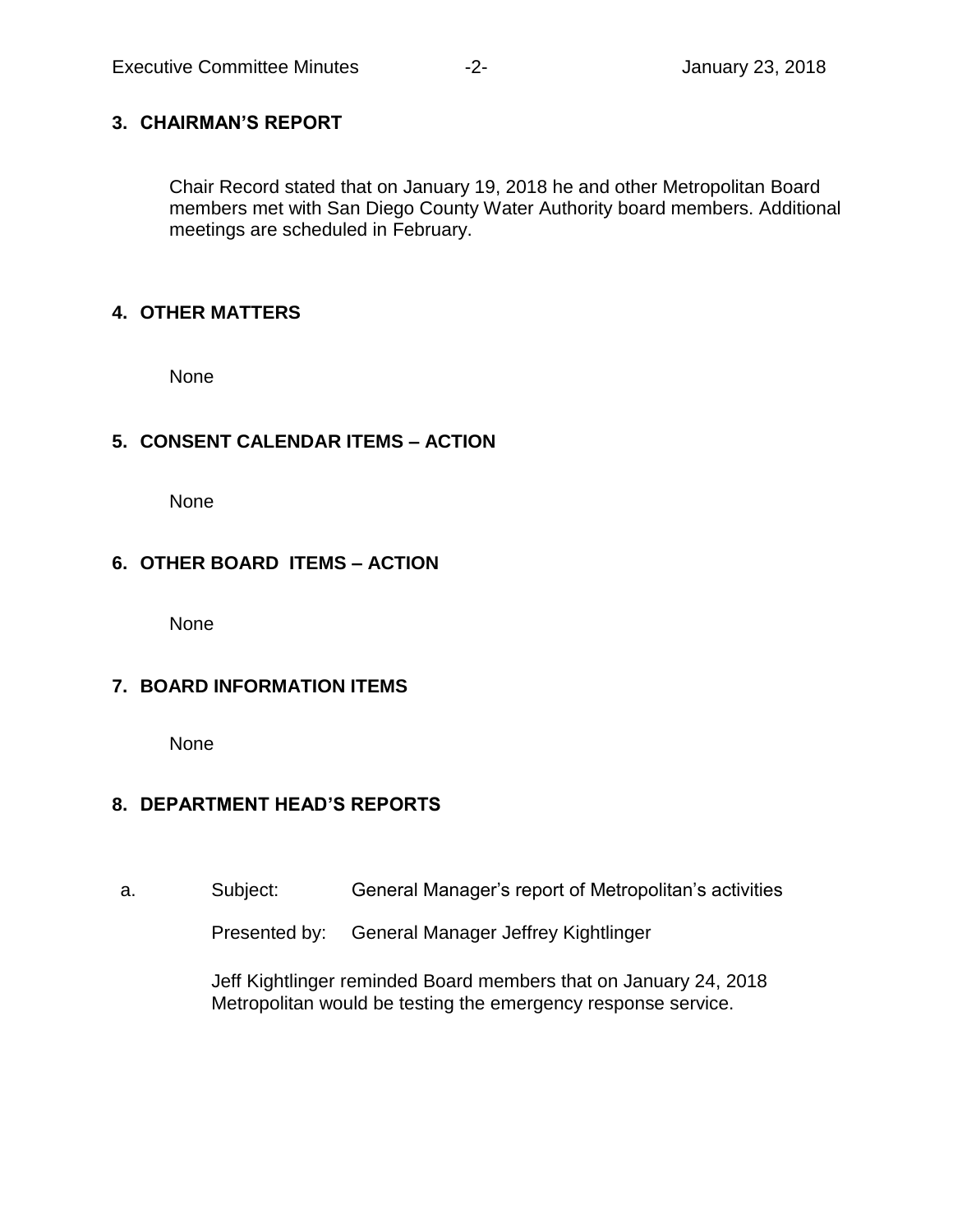## 3. CHAIRMAN'S REPORT

Chair Record stated that on January 19, 2018 he and other Metropolitan Board members met with San Diego County Water Authority board members. Additional meetings are scheduled in February.

## 4. OTHER MATTERS

None

## 5. CONSENT CALENDAR ITEMS – ACTION

None

## 6. OTHER BOARD ITEMS – ACTION

None

## 7. BOARD INFORMATION ITEMS

None

## 8. DEPARTMENT HEAD'S REPORTS

a. Subject: General Manager's report of Metropolitan's activities

Presented by: General Manager Jeffrey Kightlinger

Jeff Kightlinger reminded Board members that on January 24, 2018 Metropolitan would be testing the emergency response service.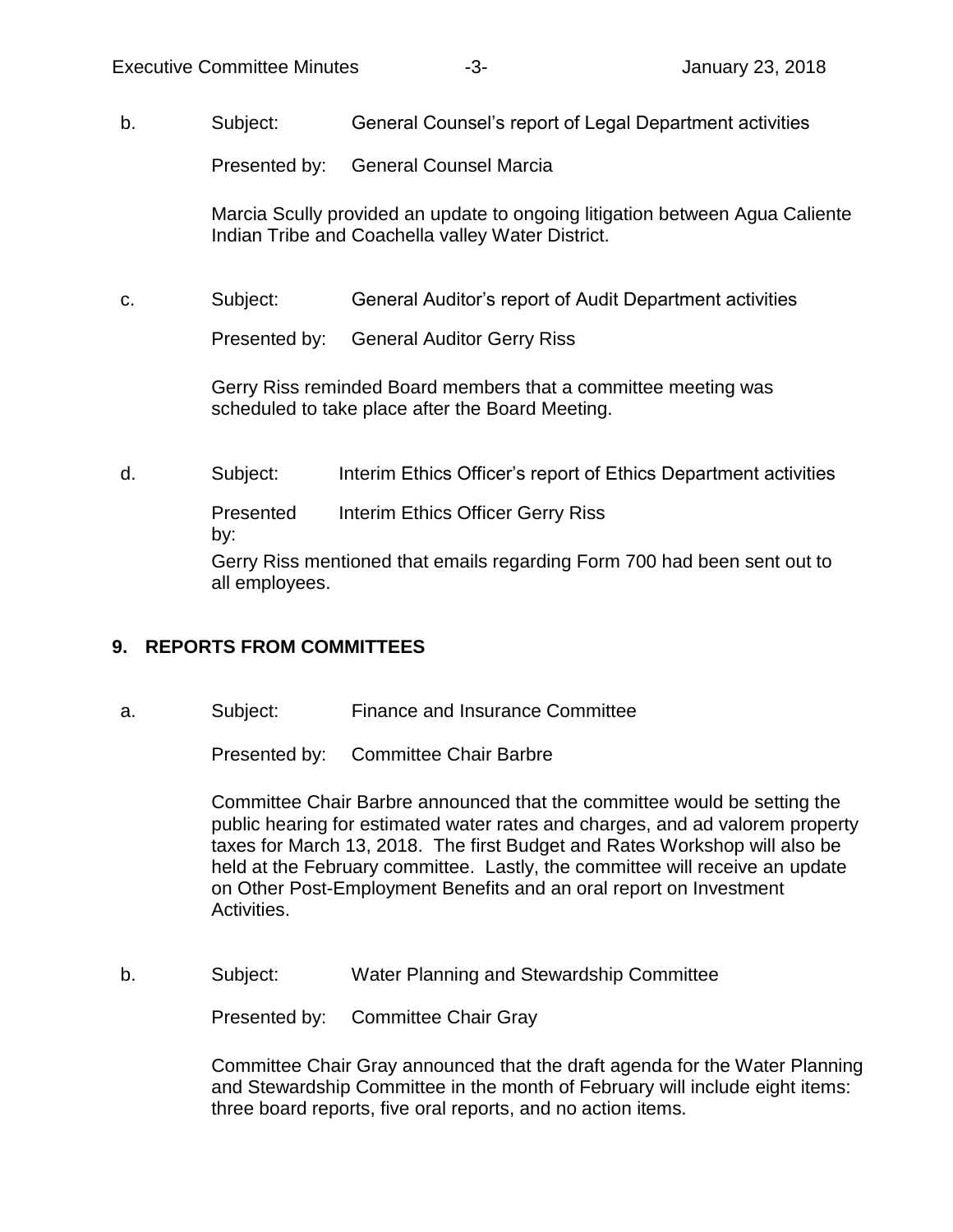b. Subject: General Counsel's report of Legal Department activities

Presented by: General Counsel Marcia

Marcia Scully provided an update to ongoing litigation between Agua Caliente Indian Tribe and Coachella valley Water District.

c. Subject: General Auditor's report of Audit Department activities

Presented by: General Auditor Gerry Riss

Gerry Riss reminded Board members that a committee meeting was scheduled to take place after the Board Meeting.

d. Subject: Interim Ethics Officer's report of Ethics Department activities

Presented by: Interim Ethics Officer Gerry Riss

Gerry Riss mentioned that emails regarding Form 700 had been sent out to all employees.

## 9. REPORTS FROM COMMITTEES

a. Subject: Finance and Insurance Committee

Presented by: Committee Chair Barbre

Committee Chair Barbre announced that the committee would be setting the public hearing for estimated water rates and charges, and ad valorem property taxes for March 13, 2018. The first Budget and Rates Workshop will also be held at the February committee. Lastly, the committee will receive an update on Other Post-Employment Benefits and an oral report on Investment Activities.

b. Subject: Water Planning and Stewardship Committee

Presented by: Committee Chair Gray

Committee Chair Gray announced that the draft agenda for the Water Planning and Stewardship Committee in the month of February will include eight items: three board reports, five oral reports, and no action items.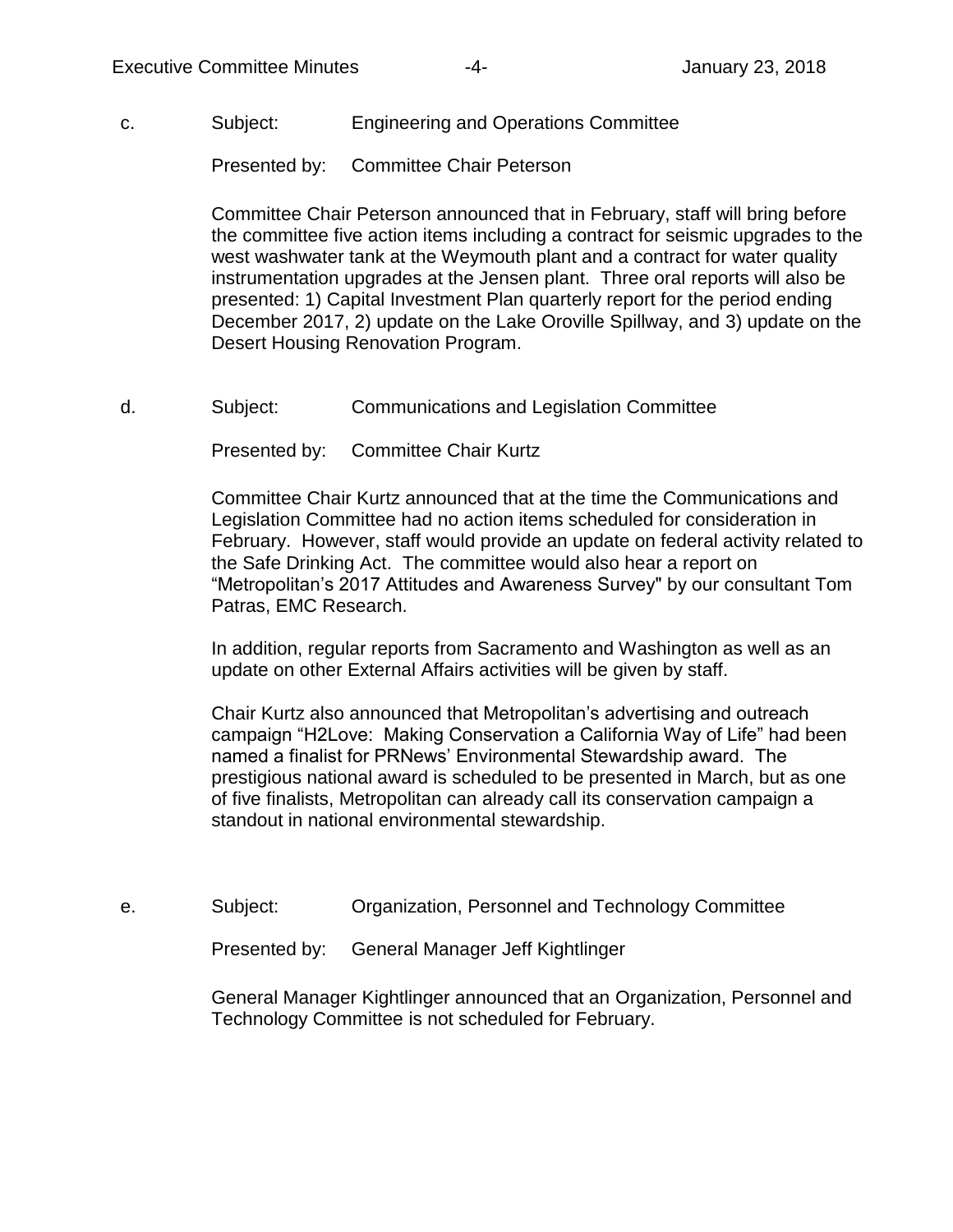c. Subject: Engineering and Operations Committee

Presented by: Committee Chair Peterson

Committee Chair Peterson announced that in February, staff will bring before the committee five action items including a contract for seismic upgrades to the west washwater tank at the Weymouth plant and a contract for water quality instrumentation upgrades at the Jensen plant. Three oral reports will also be presented: 1) Capital Investment Plan quarterly report for the period ending December 2017, 2) update on the Lake Oroville Spillway, and 3) update on the Desert Housing Renovation Program.

d. Subject: Communications and Legislation Committee

Presented by: Committee Chair Kurtz

Committee Chair Kurtz announced that at the time the Communications and Legislation Committee had no action items scheduled for consideration in February. However, staff would provide an update on federal activity related to the Safe Drinking Act. The committee would also hear a report on "Metropolitan's 2017 Attitudes and Awareness Survey" by our consultant Tom Patras, EMC Research.

In addition, regular reports from Sacramento and Washington as well as an update on other External Affairs activities will be given by staff.

Chair Kurtz also announced that Metropolitan's advertising and outreach campaign "H2Love: Making Conservation a California Way of Life" had been named a finalist for PRNews' Environmental Stewardship award. The prestigious national award is scheduled to be presented in March, but as one of five finalists, Metropolitan can already call its conservation campaign a standout in national environmental stewardship.

e. Subject: Organization, Personnel and Technology Committee

Presented by: General Manager Jeff Kightlinger

General Manager Kightlinger announced that an Organization, Personnel and Technology Committee is not scheduled for February.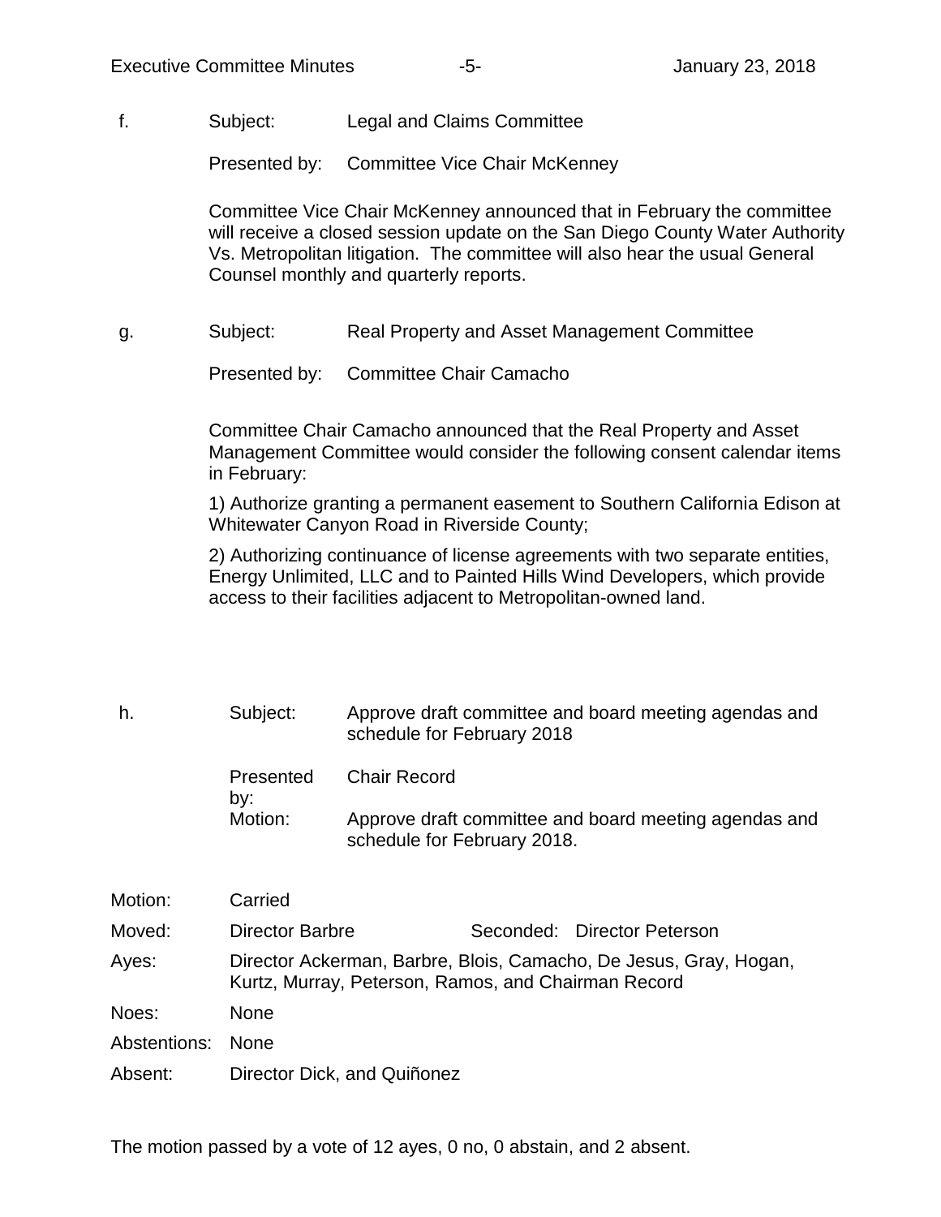f. Subject: Legal and Claims Committee

Presented by: Committee Vice Chair McKenney

Committee Vice Chair McKenney announced that in February the committee will receive a closed session update on the San Diego County Water Authority Vs. Metropolitan litigation. The committee will also hear the usual General Counsel monthly and quarterly reports.

g. Subject: Real Property and Asset Management Committee

Presented by: Committee Chair Camacho

Committee Chair Camacho announced that the Real Property and Asset Management Committee would consider the following consent calendar items in February:

1) Authorize granting a permanent easement to Southern California Edison at Whitewater Canyon Road in Riverside County;

2) Authorizing continuance of license agreements with two separate entities, Energy Unlimited, LLC and to Painted Hills Wind Developers, which provide access to their facilities adjacent to Metropolitan-owned land.

h. Subject: Approve draft committee and board meeting agendas and schedule for February 2018

Presented by: Chair Record

Motion: Approve draft committee and board meeting agendas and schedule for February 2018.

Motion: Carried

Moved: Director Barbre Seconded: Director Peterson

Ayes: Director Ackerman, Barbre, Blois, Camacho, De Jesus, Gray, Hogan, Kurtz, Murray, Peterson, Ramos, and Chairman Record

Noes: None

Abstentions: None

Absent: Director Dick, and Quiñonez

The motion passed by a vote of 12 ayes, 0 no, 0 abstain, and 2 absent.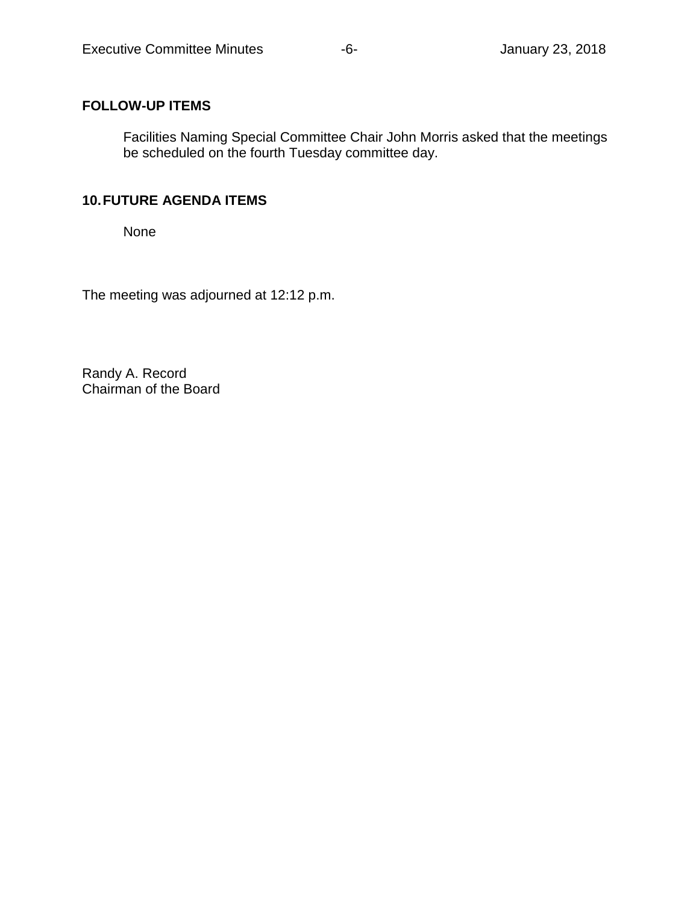## FOLLOW-UP ITEMS

Facilities Naming Special Committee Chair John Morris asked that the meetings be scheduled on the fourth Tuesday committee day.

## 10. FUTURE AGENDA ITEMS

None

The meeting was adjourned at 12:12 p.m.

Randy A. Record
Chairman of the Board